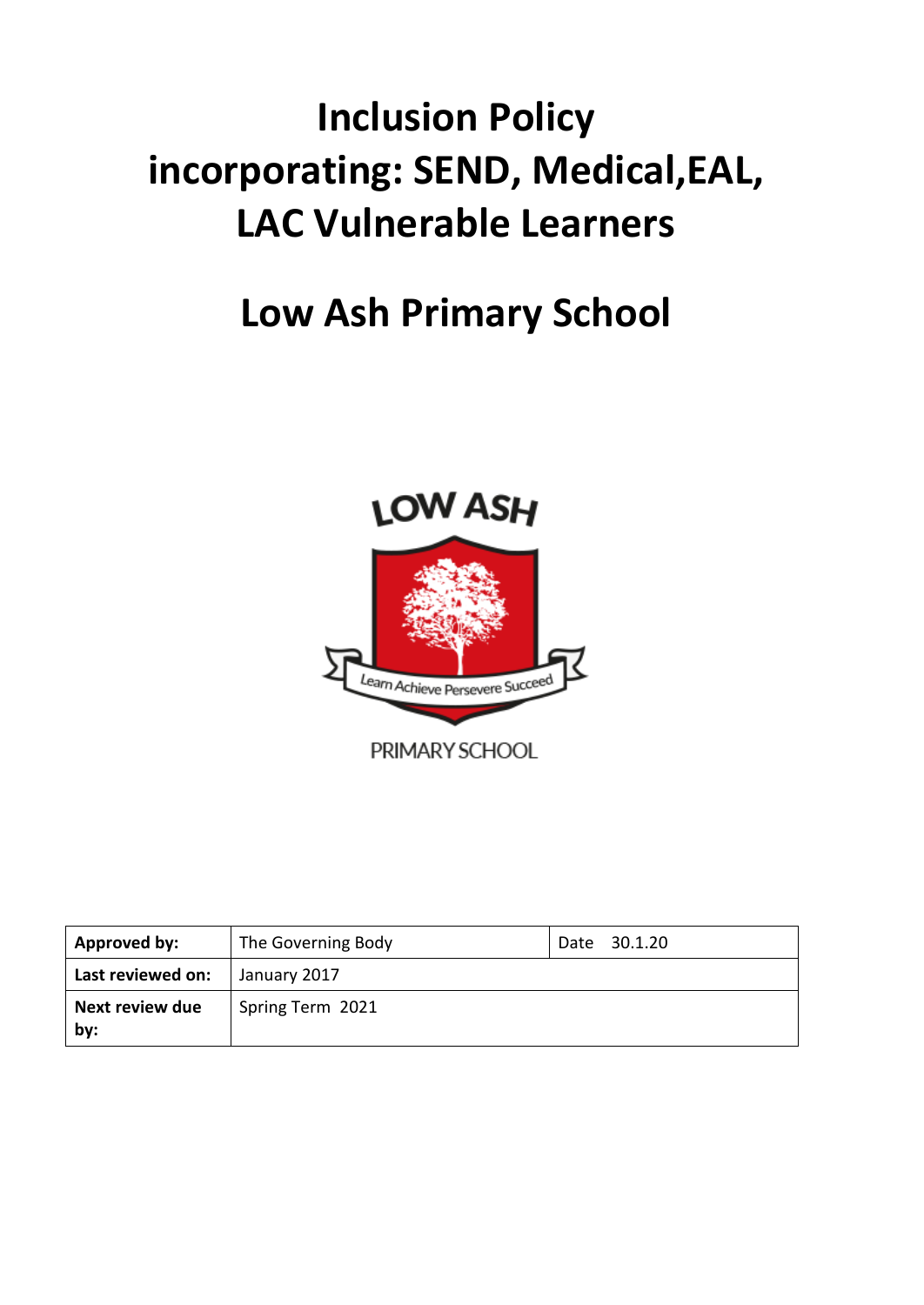# Inclusion Policy incorporating: SEND, Medical,EAL, LAC Vulnerable Learners

# Low Ash Primary School

LOW ASH

Learn Achieve Persevere Succeed

PRIMARY SCHOOL

| **Approved by:** | The Governing Body | Date 30.1.20 |
|---|---|---|
| **Last reviewed on:** | January 2017 | |
| **Next review due by:** | Spring Term 2021 | |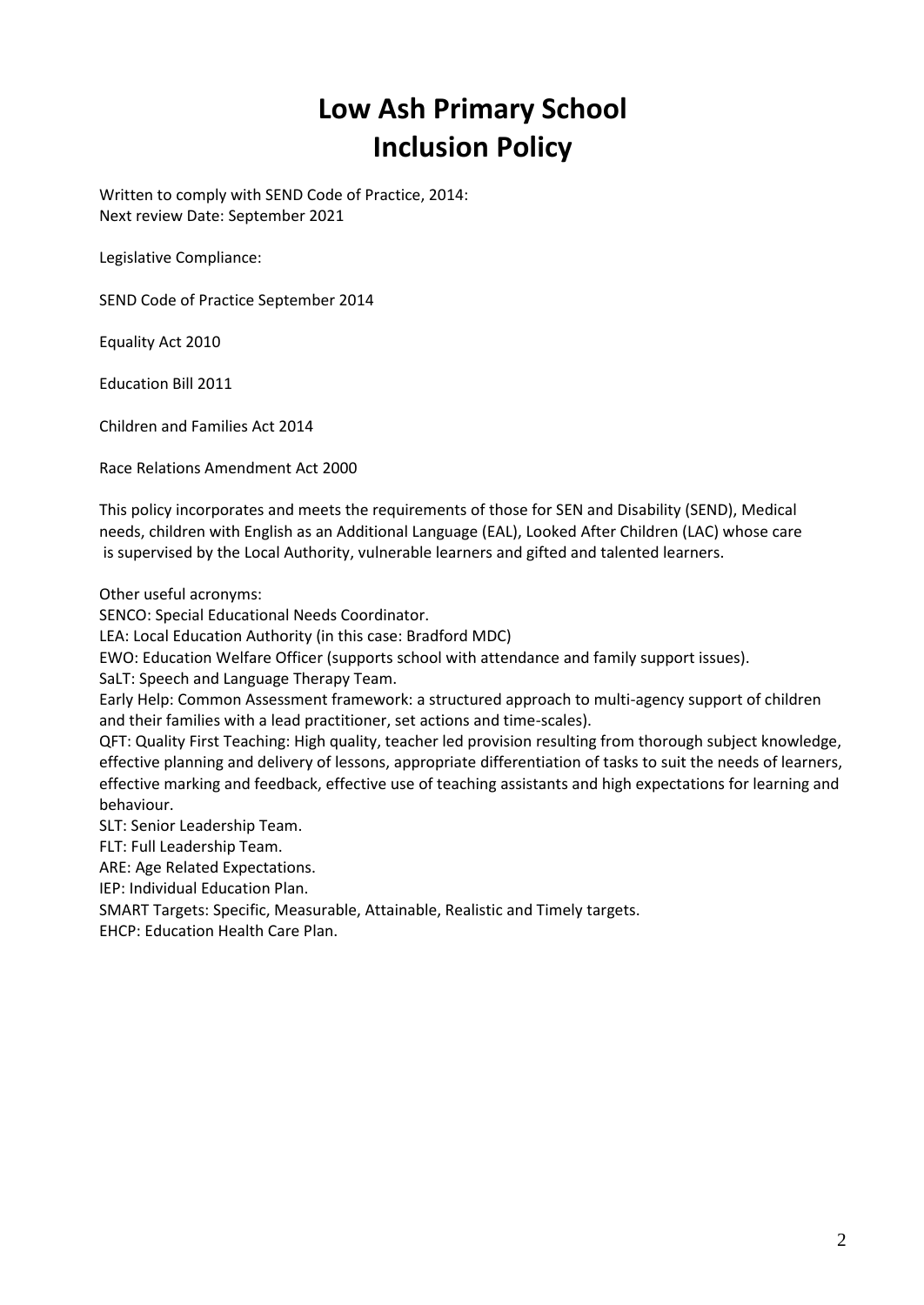# Low Ash Primary School
# Inclusion Policy

Written to comply with SEND Code of Practice, 2014:
Next review Date: September 2021

Legislative Compliance:

SEND Code of Practice September 2014

Equality Act 2010

Education Bill 2011

Children and Families Act 2014

Race Relations Amendment Act 2000

This policy incorporates and meets the requirements of those for SEN and Disability (SEND), Medical needs, children with English as an Additional Language (EAL), Looked After Children (LAC) whose care is supervised by the Local Authority, vulnerable learners and gifted and talented learners.

Other useful acronyms:
SENCO: Special Educational Needs Coordinator.
LEA: Local Education Authority (in this case: Bradford MDC)
EWO: Education Welfare Officer (supports school with attendance and family support issues).
SaLT: Speech and Language Therapy Team.
Early Help: Common Assessment framework: a structured approach to multi-agency support of children and their families with a lead practitioner, set actions and time-scales).
QFT: Quality First Teaching: High quality, teacher led provision resulting from thorough subject knowledge, effective planning and delivery of lessons, appropriate differentiation of tasks to suit the needs of learners, effective marking and feedback, effective use of teaching assistants and high expectations for learning and behaviour.
SLT: Senior Leadership Team.
FLT: Full Leadership Team.
ARE: Age Related Expectations.
IEP: Individual Education Plan.
SMART Targets: Specific, Measurable, Attainable, Realistic and Timely targets.
EHCP: Education Health Care Plan.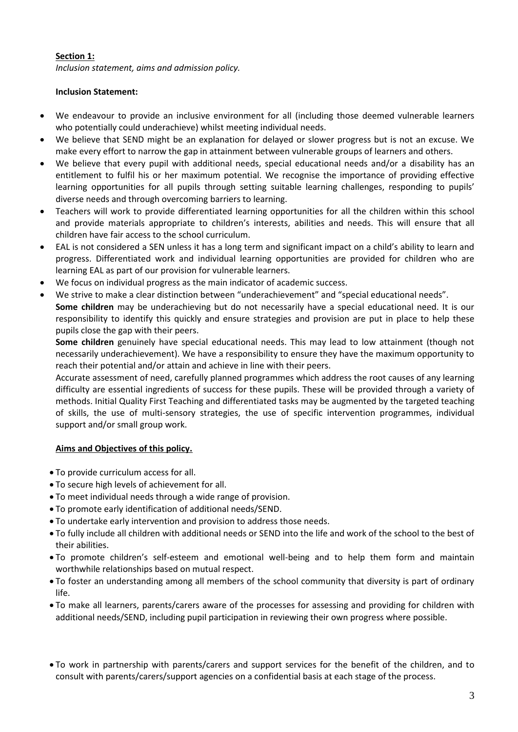**Section 1:**

*Inclusion statement, aims and admission policy.*

**Inclusion Statement:**

- We endeavour to provide an inclusive environment for all (including those deemed vulnerable learners who potentially could underachieve) whilst meeting individual needs.
- We believe that SEND might be an explanation for delayed or slower progress but is not an excuse. We make every effort to narrow the gap in attainment between vulnerable groups of learners and others.
- We believe that every pupil with additional needs, special educational needs and/or a disability has an entitlement to fulfil his or her maximum potential. We recognise the importance of providing effective learning opportunities for all pupils through setting suitable learning challenges, responding to pupils' diverse needs and through overcoming barriers to learning.
- Teachers will work to provide differentiated learning opportunities for all the children within this school and provide materials appropriate to children's interests, abilities and needs. This will ensure that all children have fair access to the school curriculum.
- EAL is not considered a SEN unless it has a long term and significant impact on a child's ability to learn and progress. Differentiated work and individual learning opportunities are provided for children who are learning EAL as part of our provision for vulnerable learners.
- We focus on individual progress as the main indicator of academic success.
- We strive to make a clear distinction between "underachievement" and "special educational needs".

  **Some children** may be underachieving but do not necessarily have a special educational need. It is our responsibility to identify this quickly and ensure strategies and provision are put in place to help these pupils close the gap with their peers.

  **Some children** genuinely have special educational needs. This may lead to low attainment (though not necessarily underachievement). We have a responsibility to ensure they have the maximum opportunity to reach their potential and/or attain and achieve in line with their peers.

  Accurate assessment of need, carefully planned programmes which address the root causes of any learning difficulty are essential ingredients of success for these pupils. These will be provided through a variety of methods. Initial Quality First Teaching and differentiated tasks may be augmented by the targeted teaching of skills, the use of multi-sensory strategies, the use of specific intervention programmes, individual support and/or small group work.

**Aims and Objectives of this policy.**

- To provide curriculum access for all.
- To secure high levels of achievement for all.
- To meet individual needs through a wide range of provision.
- To promote early identification of additional needs/SEND.
- To undertake early intervention and provision to address those needs.
- To fully include all children with additional needs or SEND into the life and work of the school to the best of their abilities.
- To promote children's self-esteem and emotional well-being and to help them form and maintain worthwhile relationships based on mutual respect.
- To foster an understanding among all members of the school community that diversity is part of ordinary life.
- To make all learners, parents/carers aware of the processes for assessing and providing for children with additional needs/SEND, including pupil participation in reviewing their own progress where possible.
- To work in partnership with parents/carers and support services for the benefit of the children, and to consult with parents/carers/support agencies on a confidential basis at each stage of the process.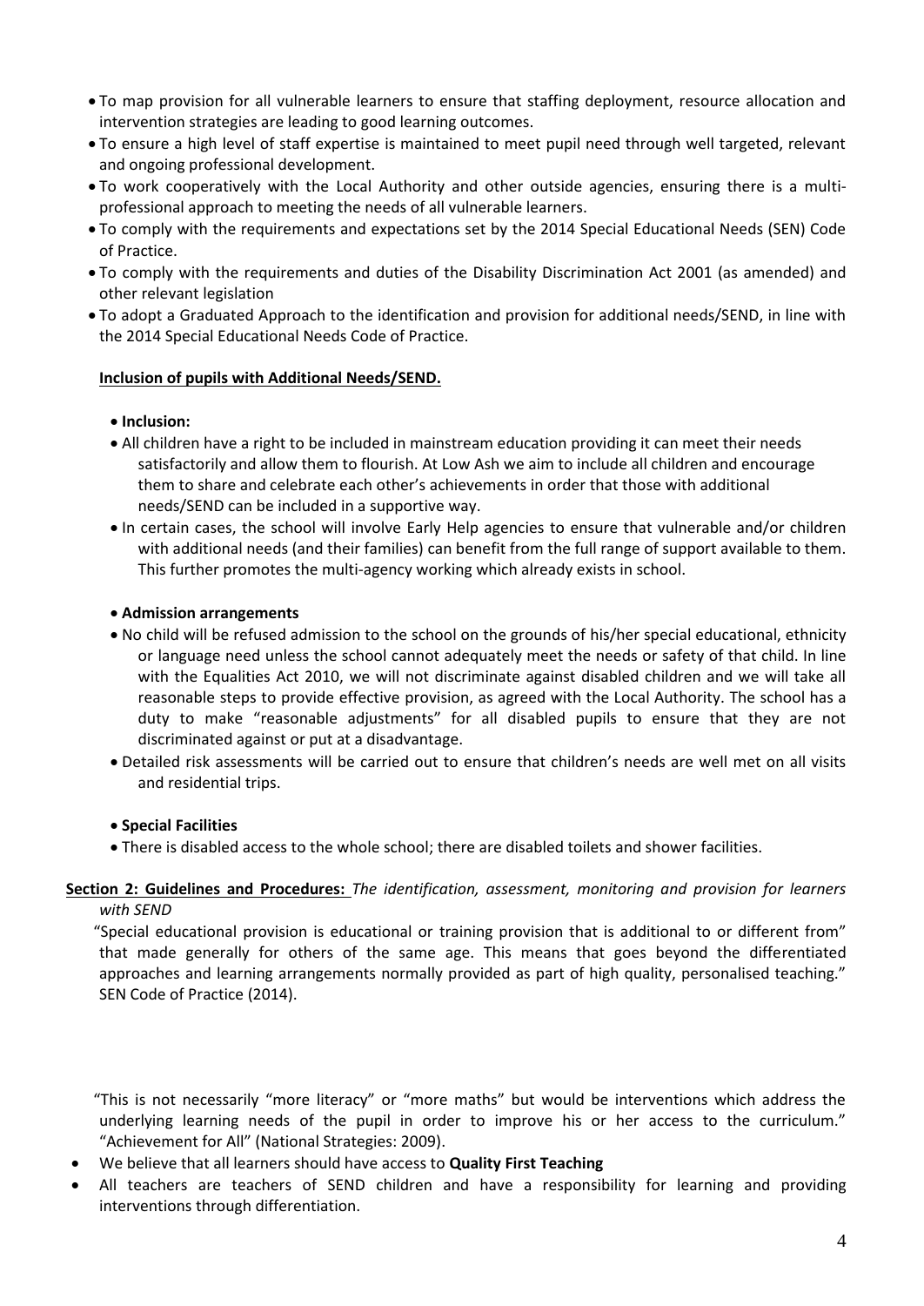- To map provision for all vulnerable learners to ensure that staffing deployment, resource allocation and intervention strategies are leading to good learning outcomes.
- To ensure a high level of staff expertise is maintained to meet pupil need through well targeted, relevant and ongoing professional development.
- To work cooperatively with the Local Authority and other outside agencies, ensuring there is a multi-professional approach to meeting the needs of all vulnerable learners.
- To comply with the requirements and expectations set by the 2014 Special Educational Needs (SEN) Code of Practice.
- To comply with the requirements and duties of the Disability Discrimination Act 2001 (as amended) and other relevant legislation
- To adopt a Graduated Approach to the identification and provision for additional needs/SEND, in line with the 2014 Special Educational Needs Code of Practice.

**Inclusion of pupils with Additional Needs/SEND.**

- **Inclusion:**
- All children have a right to be included in mainstream education providing it can meet their needs satisfactorily and allow them to flourish. At Low Ash we aim to include all children and encourage them to share and celebrate each other's achievements in order that those with additional needs/SEND can be included in a supportive way.
- In certain cases, the school will involve Early Help agencies to ensure that vulnerable and/or children with additional needs (and their families) can benefit from the full range of support available to them. This further promotes the multi-agency working which already exists in school.

- **Admission arrangements**
- No child will be refused admission to the school on the grounds of his/her special educational, ethnicity or language need unless the school cannot adequately meet the needs or safety of that child. In line with the Equalities Act 2010, we will not discriminate against disabled children and we will take all reasonable steps to provide effective provision, as agreed with the Local Authority. The school has a duty to make "reasonable adjustments" for all disabled pupils to ensure that they are not discriminated against or put at a disadvantage.
- Detailed risk assessments will be carried out to ensure that children's needs are well met on all visits and residential trips.

- **Special Facilities**
- There is disabled access to the whole school; there are disabled toilets and shower facilities.

**Section 2: Guidelines and Procedures:** *The identification, assessment, monitoring and provision for learners with SEND*

"Special educational provision is educational or training provision that is additional to or different from" that made generally for others of the same age. This means that goes beyond the differentiated approaches and learning arrangements normally provided as part of high quality, personalised teaching." SEN Code of Practice (2014).

"This is not necessarily "more literacy" or "more maths" but would be interventions which address the underlying learning needs of the pupil in order to improve his or her access to the curriculum." "Achievement for All" (National Strategies: 2009).

- We believe that all learners should have access to **Quality First Teaching**
- All teachers are teachers of SEND children and have a responsibility for learning and providing interventions through differentiation.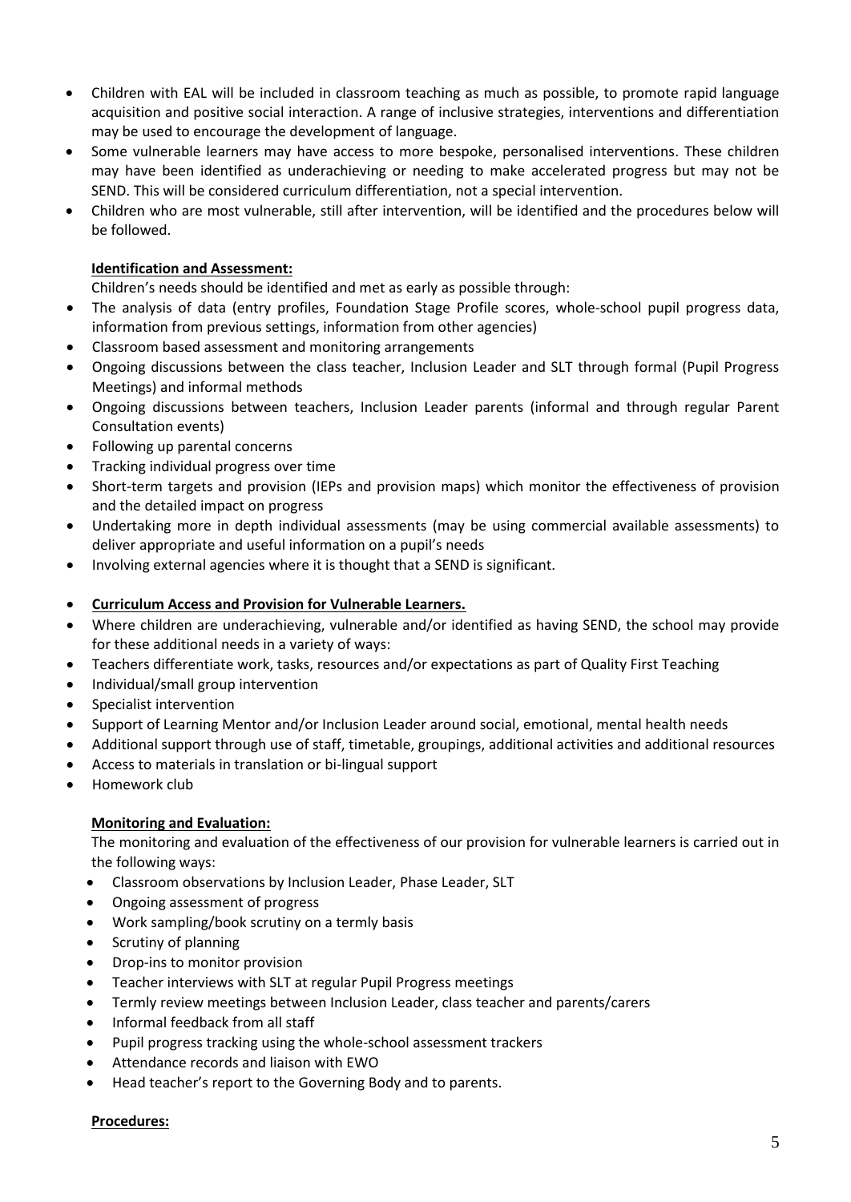- Children with EAL will be included in classroom teaching as much as possible, to promote rapid language acquisition and positive social interaction. A range of inclusive strategies, interventions and differentiation may be used to encourage the development of language.
- Some vulnerable learners may have access to more bespoke, personalised interventions. These children may have been identified as underachieving or needing to make accelerated progress but may not be SEND. This will be considered curriculum differentiation, not a special intervention.
- Children who are most vulnerable, still after intervention, will be identified and the procedures below will be followed.

**Identification and Assessment:**

Children's needs should be identified and met as early as possible through:

- The analysis of data (entry profiles, Foundation Stage Profile scores, whole-school pupil progress data, information from previous settings, information from other agencies)
- Classroom based assessment and monitoring arrangements
- Ongoing discussions between the class teacher, Inclusion Leader and SLT through formal (Pupil Progress Meetings) and informal methods
- Ongoing discussions between teachers, Inclusion Leader parents (informal and through regular Parent Consultation events)
- Following up parental concerns
- Tracking individual progress over time
- Short-term targets and provision (IEPs and provision maps) which monitor the effectiveness of provision and the detailed impact on progress
- Undertaking more in depth individual assessments (may be using commercial available assessments) to deliver appropriate and useful information on a pupil's needs
- Involving external agencies where it is thought that a SEND is significant.

- **Curriculum Access and Provision for Vulnerable Learners.**
- Where children are underachieving, vulnerable and/or identified as having SEND, the school may provide for these additional needs in a variety of ways:
- Teachers differentiate work, tasks, resources and/or expectations as part of Quality First Teaching
- Individual/small group intervention
- Specialist intervention
- Support of Learning Mentor and/or Inclusion Leader around social, emotional, mental health needs
- Additional support through use of staff, timetable, groupings, additional activities and additional resources
- Access to materials in translation or bi-lingual support
- Homework club

**Monitoring and Evaluation:**

The monitoring and evaluation of the effectiveness of our provision for vulnerable learners is carried out in the following ways:

- Classroom observations by Inclusion Leader, Phase Leader, SLT
- Ongoing assessment of progress
- Work sampling/book scrutiny on a termly basis
- Scrutiny of planning
- Drop-ins to monitor provision
- Teacher interviews with SLT at regular Pupil Progress meetings
- Termly review meetings between Inclusion Leader, class teacher and parents/carers
- Informal feedback from all staff
- Pupil progress tracking using the whole-school assessment trackers
- Attendance records and liaison with EWO
- Head teacher's report to the Governing Body and to parents.

**Procedures:**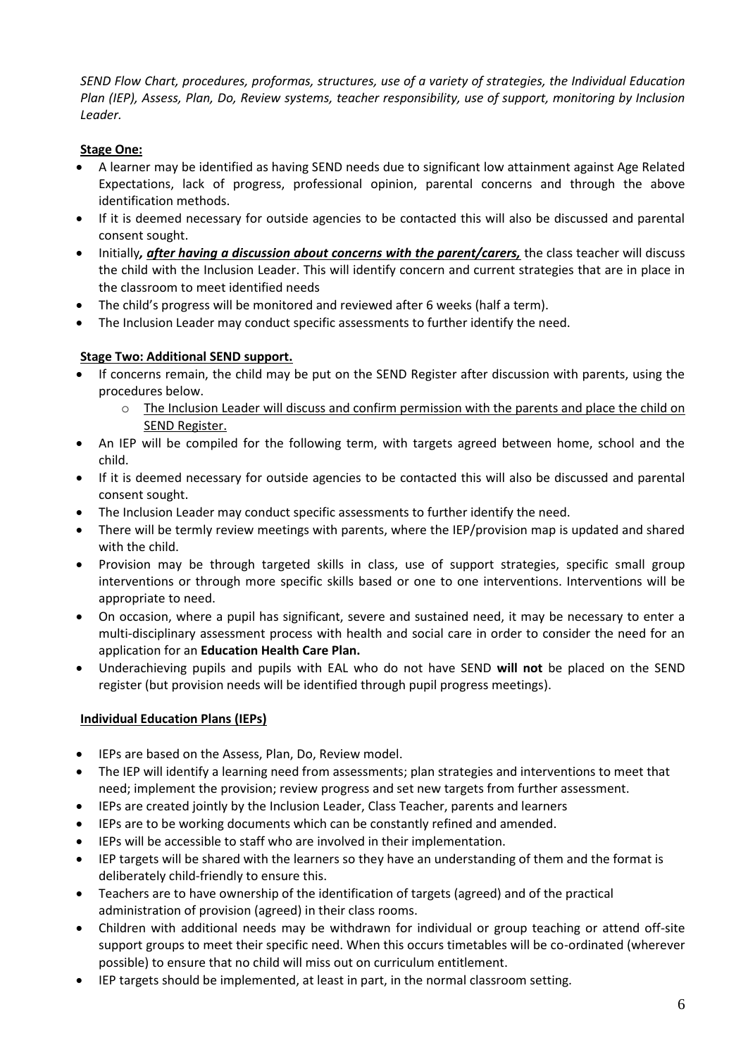*SEND Flow Chart, procedures, proformas, structures, use of a variety of strategies, the Individual Education Plan (IEP), Assess, Plan, Do, Review systems, teacher responsibility, use of support, monitoring by Inclusion Leader.*

**Stage One:**

- A learner may be identified as having SEND needs due to significant low attainment against Age Related Expectations, lack of progress, professional opinion, parental concerns and through the above identification methods.
- If it is deemed necessary for outside agencies to be contacted this will also be discussed and parental consent sought.
- Initially***, after having a discussion about concerns with the parent/carers,*** the class teacher will discuss the child with the Inclusion Leader. This will identify concern and current strategies that are in place in the classroom to meet identified needs
- The child's progress will be monitored and reviewed after 6 weeks (half a term).
- The Inclusion Leader may conduct specific assessments to further identify the need.

**Stage Two: Additional SEND support.**

- If concerns remain, the child may be put on the SEND Register after discussion with parents, using the procedures below.
  - The Inclusion Leader will discuss and confirm permission with the parents and place the child on SEND Register.
- An IEP will be compiled for the following term, with targets agreed between home, school and the child.
- If it is deemed necessary for outside agencies to be contacted this will also be discussed and parental consent sought.
- The Inclusion Leader may conduct specific assessments to further identify the need.
- There will be termly review meetings with parents, where the IEP/provision map is updated and shared with the child.
- Provision may be through targeted skills in class, use of support strategies, specific small group interventions or through more specific skills based or one to one interventions. Interventions will be appropriate to need.
- On occasion, where a pupil has significant, severe and sustained need, it may be necessary to enter a multi-disciplinary assessment process with health and social care in order to consider the need for an application for an **Education Health Care Plan.**
- Underachieving pupils and pupils with EAL who do not have SEND **will not** be placed on the SEND register (but provision needs will be identified through pupil progress meetings).

**Individual Education Plans (IEPs)**

- IEPs are based on the Assess, Plan, Do, Review model.
- The IEP will identify a learning need from assessments; plan strategies and interventions to meet that need; implement the provision; review progress and set new targets from further assessment.
- IEPs are created jointly by the Inclusion Leader, Class Teacher, parents and learners
- IEPs are to be working documents which can be constantly refined and amended.
- IEPs will be accessible to staff who are involved in their implementation.
- IEP targets will be shared with the learners so they have an understanding of them and the format is deliberately child-friendly to ensure this.
- Teachers are to have ownership of the identification of targets (agreed) and of the practical administration of provision (agreed) in their class rooms.
- Children with additional needs may be withdrawn for individual or group teaching or attend off-site support groups to meet their specific need. When this occurs timetables will be co-ordinated (wherever possible) to ensure that no child will miss out on curriculum entitlement.
- IEP targets should be implemented, at least in part, in the normal classroom setting.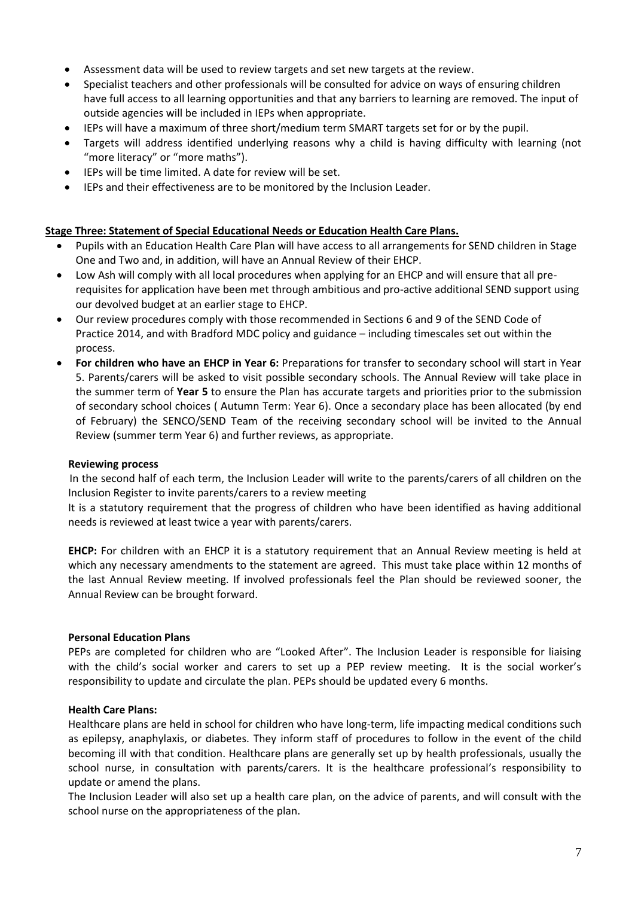- Assessment data will be used to review targets and set new targets at the review.
- Specialist teachers and other professionals will be consulted for advice on ways of ensuring children have full access to all learning opportunities and that any barriers to learning are removed. The input of outside agencies will be included in IEPs when appropriate.
- IEPs will have a maximum of three short/medium term SMART targets set for or by the pupil.
- Targets will address identified underlying reasons why a child is having difficulty with learning (not "more literacy" or "more maths").
- IEPs will be time limited. A date for review will be set.
- IEPs and their effectiveness are to be monitored by the Inclusion Leader.

**Stage Three: Statement of Special Educational Needs or Education Health Care Plans.**

- Pupils with an Education Health Care Plan will have access to all arrangements for SEND children in Stage One and Two and, in addition, will have an Annual Review of their EHCP.
- Low Ash will comply with all local procedures when applying for an EHCP and will ensure that all pre-requisites for application have been met through ambitious and pro-active additional SEND support using our devolved budget at an earlier stage to EHCP.
- Our review procedures comply with those recommended in Sections 6 and 9 of the SEND Code of Practice 2014, and with Bradford MDC policy and guidance – including timescales set out within the process.
- **For children who have an EHCP in Year 6:** Preparations for transfer to secondary school will start in Year 5. Parents/carers will be asked to visit possible secondary schools. The Annual Review will take place in the summer term of **Year 5** to ensure the Plan has accurate targets and priorities prior to the submission of secondary school choices ( Autumn Term: Year 6). Once a secondary place has been allocated (by end of February) the SENCO/SEND Team of the receiving secondary school will be invited to the Annual Review (summer term Year 6) and further reviews, as appropriate.

**Reviewing process**

In the second half of each term, the Inclusion Leader will write to the parents/carers of all children on the Inclusion Register to invite parents/carers to a review meeting

It is a statutory requirement that the progress of children who have been identified as having additional needs is reviewed at least twice a year with parents/carers.

**EHCP:** For children with an EHCP it is a statutory requirement that an Annual Review meeting is held at which any necessary amendments to the statement are agreed. This must take place within 12 months of the last Annual Review meeting. If involved professionals feel the Plan should be reviewed sooner, the Annual Review can be brought forward.

**Personal Education Plans**

PEPs are completed for children who are "Looked After". The Inclusion Leader is responsible for liaising with the child's social worker and carers to set up a PEP review meeting. It is the social worker's responsibility to update and circulate the plan. PEPs should be updated every 6 months.

**Health Care Plans:**

Healthcare plans are held in school for children who have long-term, life impacting medical conditions such as epilepsy, anaphylaxis, or diabetes. They inform staff of procedures to follow in the event of the child becoming ill with that condition. Healthcare plans are generally set up by health professionals, usually the school nurse, in consultation with parents/carers. It is the healthcare professional's responsibility to update or amend the plans.

The Inclusion Leader will also set up a health care plan, on the advice of parents, and will consult with the school nurse on the appropriateness of the plan.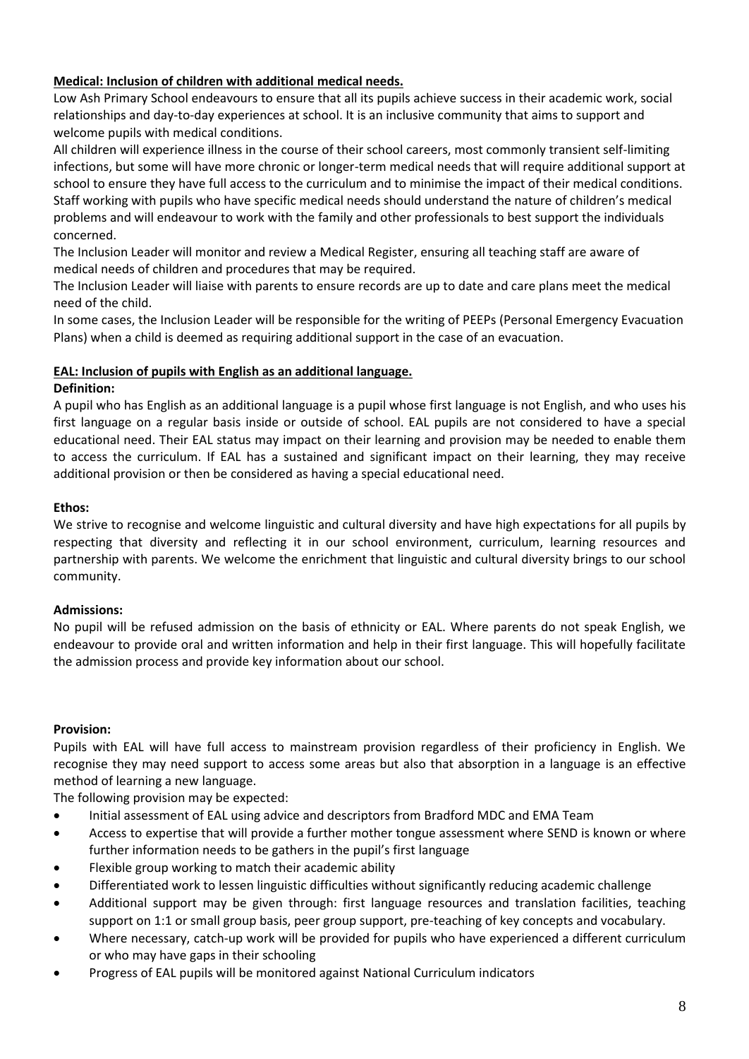**Medical: Inclusion of children with additional medical needs.**

Low Ash Primary School endeavours to ensure that all its pupils achieve success in their academic work, social relationships and day-to-day experiences at school. It is an inclusive community that aims to support and welcome pupils with medical conditions.

All children will experience illness in the course of their school careers, most commonly transient self-limiting infections, but some will have more chronic or longer-term medical needs that will require additional support at school to ensure they have full access to the curriculum and to minimise the impact of their medical conditions. Staff working with pupils who have specific medical needs should understand the nature of children's medical problems and will endeavour to work with the family and other professionals to best support the individuals concerned.

The Inclusion Leader will monitor and review a Medical Register, ensuring all teaching staff are aware of medical needs of children and procedures that may be required.

The Inclusion Leader will liaise with parents to ensure records are up to date and care plans meet the medical need of the child.

In some cases, the Inclusion Leader will be responsible for the writing of PEEPs (Personal Emergency Evacuation Plans) when a child is deemed as requiring additional support in the case of an evacuation.

**EAL: Inclusion of pupils with English as an additional language.**

**Definition:**

A pupil who has English as an additional language is a pupil whose first language is not English, and who uses his first language on a regular basis inside or outside of school. EAL pupils are not considered to have a special educational need. Their EAL status may impact on their learning and provision may be needed to enable them to access the curriculum. If EAL has a sustained and significant impact on their learning, they may receive additional provision or then be considered as having a special educational need.

**Ethos:**

We strive to recognise and welcome linguistic and cultural diversity and have high expectations for all pupils by respecting that diversity and reflecting it in our school environment, curriculum, learning resources and partnership with parents. We welcome the enrichment that linguistic and cultural diversity brings to our school community.

**Admissions:**

No pupil will be refused admission on the basis of ethnicity or EAL. Where parents do not speak English, we endeavour to provide oral and written information and help in their first language. This will hopefully facilitate the admission process and provide key information about our school.

**Provision:**

Pupils with EAL will have full access to mainstream provision regardless of their proficiency in English. We recognise they may need support to access some areas but also that absorption in a language is an effective method of learning a new language.

The following provision may be expected:

- Initial assessment of EAL using advice and descriptors from Bradford MDC and EMA Team
- Access to expertise that will provide a further mother tongue assessment where SEND is known or where further information needs to be gathers in the pupil's first language
- Flexible group working to match their academic ability
- Differentiated work to lessen linguistic difficulties without significantly reducing academic challenge
- Additional support may be given through: first language resources and translation facilities, teaching support on 1:1 or small group basis, peer group support, pre-teaching of key concepts and vocabulary.
- Where necessary, catch-up work will be provided for pupils who have experienced a different curriculum or who may have gaps in their schooling
- Progress of EAL pupils will be monitored against National Curriculum indicators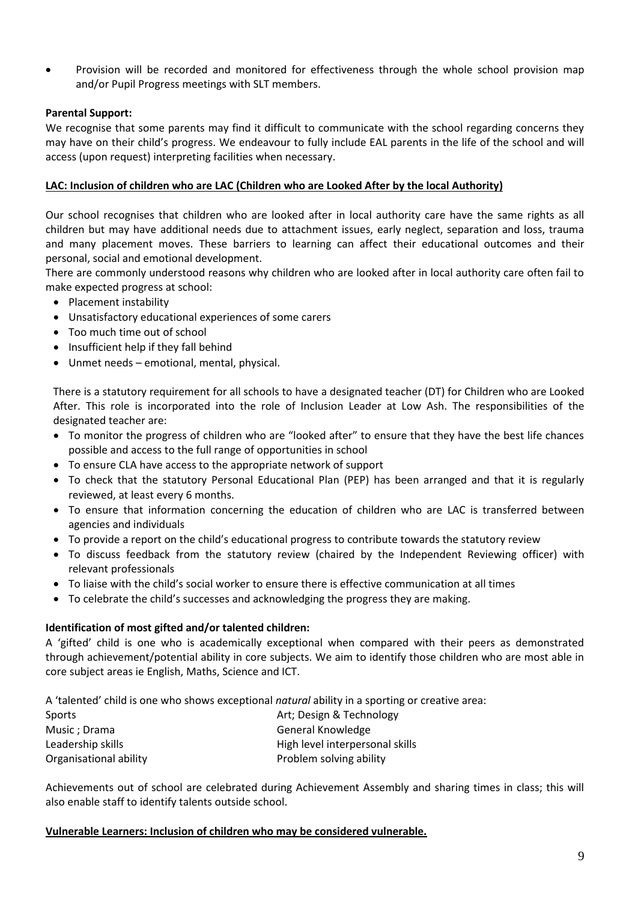- Provision will be recorded and monitored for effectiveness through the whole school provision map and/or Pupil Progress meetings with SLT members.

**Parental Support:**

We recognise that some parents may find it difficult to communicate with the school regarding concerns they may have on their child's progress. We endeavour to fully include EAL parents in the life of the school and will access (upon request) interpreting facilities when necessary.

**LAC: Inclusion of children who are LAC (Children who are Looked After by the local Authority)**

Our school recognises that children who are looked after in local authority care have the same rights as all children but may have additional needs due to attachment issues, early neglect, separation and loss, trauma and many placement moves. These barriers to learning can affect their educational outcomes and their personal, social and emotional development.

There are commonly understood reasons why children who are looked after in local authority care often fail to make expected progress at school:

- Placement instability
- Unsatisfactory educational experiences of some carers
- Too much time out of school
- Insufficient help if they fall behind
- Unmet needs – emotional, mental, physical.

There is a statutory requirement for all schools to have a designated teacher (DT) for Children who are Looked After. This role is incorporated into the role of Inclusion Leader at Low Ash. The responsibilities of the designated teacher are:

- To monitor the progress of children who are "looked after" to ensure that they have the best life chances possible and access to the full range of opportunities in school
- To ensure CLA have access to the appropriate network of support
- To check that the statutory Personal Educational Plan (PEP) has been arranged and that it is regularly reviewed, at least every 6 months.
- To ensure that information concerning the education of children who are LAC is transferred between agencies and individuals
- To provide a report on the child's educational progress to contribute towards the statutory review
- To discuss feedback from the statutory review (chaired by the Independent Reviewing officer) with relevant professionals
- To liaise with the child's social worker to ensure there is effective communication at all times
- To celebrate the child's successes and acknowledging the progress they are making.

**Identification of most gifted and/or talented children:**

A 'gifted' child is one who is academically exceptional when compared with their peers as demonstrated through achievement/potential ability in core subjects. We aim to identify those children who are most able in core subject areas ie English, Maths, Science and ICT.

A 'talented' child is one who shows exceptional *natural* ability in a sporting or creative area:

| | |
|---|---|
| Sports | Art; Design & Technology |
| Music ; Drama | General Knowledge |
| Leadership skills | High level interpersonal skills |
| Organisational ability | Problem solving ability |

Achievements out of school are celebrated during Achievement Assembly and sharing times in class; this will also enable staff to identify talents outside school.

**Vulnerable Learners: Inclusion of children who may be considered vulnerable.**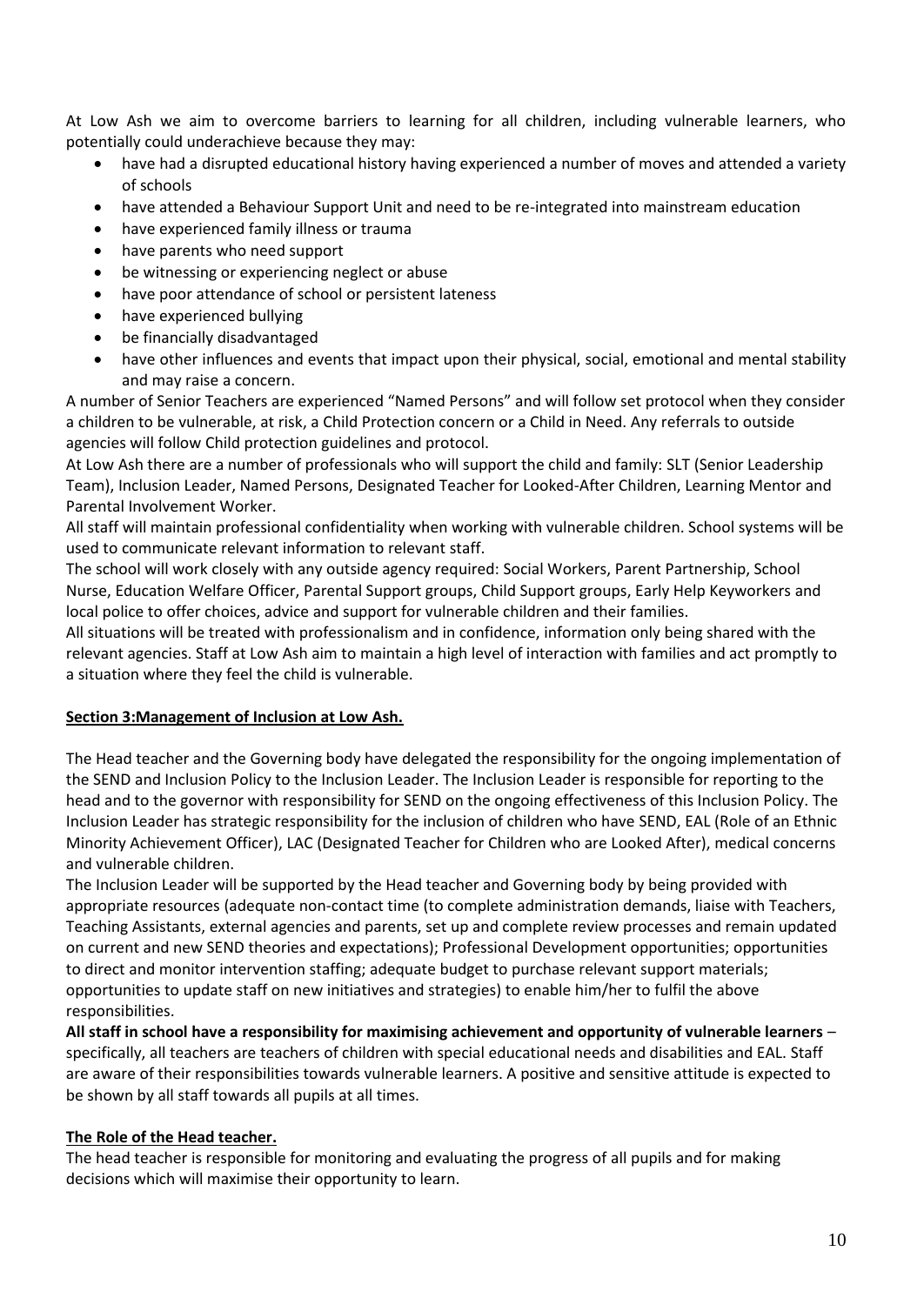At Low Ash we aim to overcome barriers to learning for all children, including vulnerable learners, who potentially could underachieve because they may:

- have had a disrupted educational history having experienced a number of moves and attended a variety of schools
- have attended a Behaviour Support Unit and need to be re-integrated into mainstream education
- have experienced family illness or trauma
- have parents who need support
- be witnessing or experiencing neglect or abuse
- have poor attendance of school or persistent lateness
- have experienced bullying
- be financially disadvantaged
- have other influences and events that impact upon their physical, social, emotional and mental stability and may raise a concern.

A number of Senior Teachers are experienced "Named Persons" and will follow set protocol when they consider a children to be vulnerable, at risk, a Child Protection concern or a Child in Need. Any referrals to outside agencies will follow Child protection guidelines and protocol.

At Low Ash there are a number of professionals who will support the child and family: SLT (Senior Leadership Team), Inclusion Leader, Named Persons, Designated Teacher for Looked-After Children, Learning Mentor and Parental Involvement Worker.

All staff will maintain professional confidentiality when working with vulnerable children. School systems will be used to communicate relevant information to relevant staff.

The school will work closely with any outside agency required: Social Workers, Parent Partnership, School Nurse, Education Welfare Officer, Parental Support groups, Child Support groups, Early Help Keyworkers and local police to offer choices, advice and support for vulnerable children and their families.

All situations will be treated with professionalism and in confidence, information only being shared with the relevant agencies. Staff at Low Ash aim to maintain a high level of interaction with families and act promptly to a situation where they feel the child is vulnerable.

## Section 3:Management of Inclusion at Low Ash.

The Head teacher and the Governing body have delegated the responsibility for the ongoing implementation of the SEND and Inclusion Policy to the Inclusion Leader. The Inclusion Leader is responsible for reporting to the head and to the governor with responsibility for SEND on the ongoing effectiveness of this Inclusion Policy. The Inclusion Leader has strategic responsibility for the inclusion of children who have SEND, EAL (Role of an Ethnic Minority Achievement Officer), LAC (Designated Teacher for Children who are Looked After), medical concerns and vulnerable children.

The Inclusion Leader will be supported by the Head teacher and Governing body by being provided with appropriate resources (adequate non-contact time (to complete administration demands, liaise with Teachers, Teaching Assistants, external agencies and parents, set up and complete review processes and remain updated on current and new SEND theories and expectations); Professional Development opportunities; opportunities to direct and monitor intervention staffing; adequate budget to purchase relevant support materials; opportunities to update staff on new initiatives and strategies) to enable him/her to fulfil the above responsibilities.

**All staff in school have a responsibility for maximising achievement and opportunity of vulnerable learners** – specifically, all teachers are teachers of children with special educational needs and disabilities and EAL. Staff are aware of their responsibilities towards vulnerable learners. A positive and sensitive attitude is expected to be shown by all staff towards all pupils at all times.

### The Role of the Head teacher.

The head teacher is responsible for monitoring and evaluating the progress of all pupils and for making decisions which will maximise their opportunity to learn.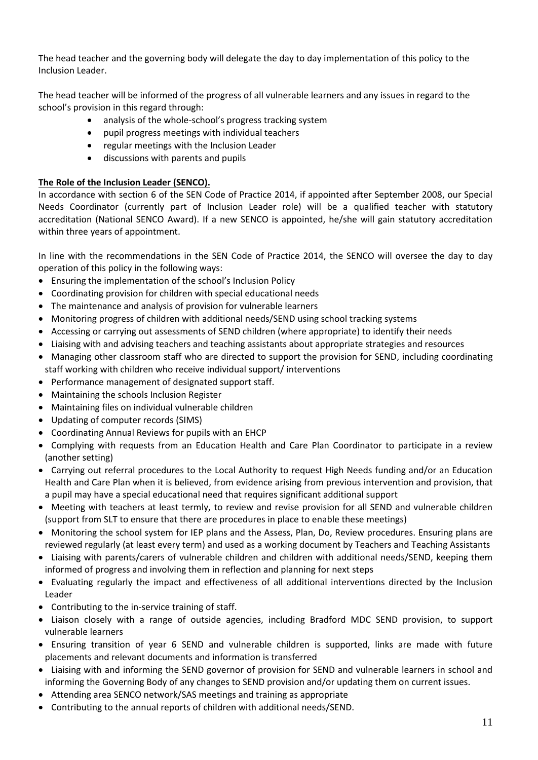The head teacher and the governing body will delegate the day to day implementation of this policy to the Inclusion Leader.

The head teacher will be informed of the progress of all vulnerable learners and any issues in regard to the school's provision in this regard through:

- analysis of the whole-school's progress tracking system
- pupil progress meetings with individual teachers
- regular meetings with the Inclusion Leader
- discussions with parents and pupils

**The Role of the Inclusion Leader (SENCO).**

In accordance with section 6 of the SEN Code of Practice 2014, if appointed after September 2008, our Special Needs Coordinator (currently part of Inclusion Leader role) will be a qualified teacher with statutory accreditation (National SENCO Award). If a new SENCO is appointed, he/she will gain statutory accreditation within three years of appointment.

In line with the recommendations in the SEN Code of Practice 2014, the SENCO will oversee the day to day operation of this policy in the following ways:

- Ensuring the implementation of the school's Inclusion Policy
- Coordinating provision for children with special educational needs
- The maintenance and analysis of provision for vulnerable learners
- Monitoring progress of children with additional needs/SEND using school tracking systems
- Accessing or carrying out assessments of SEND children (where appropriate) to identify their needs
- Liaising with and advising teachers and teaching assistants about appropriate strategies and resources
- Managing other classroom staff who are directed to support the provision for SEND, including coordinating staff working with children who receive individual support/ interventions
- Performance management of designated support staff.
- Maintaining the schools Inclusion Register
- Maintaining files on individual vulnerable children
- Updating of computer records (SIMS)
- Coordinating Annual Reviews for pupils with an EHCP
- Complying with requests from an Education Health and Care Plan Coordinator to participate in a review (another setting)
- Carrying out referral procedures to the Local Authority to request High Needs funding and/or an Education Health and Care Plan when it is believed, from evidence arising from previous intervention and provision, that a pupil may have a special educational need that requires significant additional support
- Meeting with teachers at least termly, to review and revise provision for all SEND and vulnerable children (support from SLT to ensure that there are procedures in place to enable these meetings)
- Monitoring the school system for IEP plans and the Assess, Plan, Do, Review procedures. Ensuring plans are reviewed regularly (at least every term) and used as a working document by Teachers and Teaching Assistants
- Liaising with parents/carers of vulnerable children and children with additional needs/SEND, keeping them informed of progress and involving them in reflection and planning for next steps
- Evaluating regularly the impact and effectiveness of all additional interventions directed by the Inclusion Leader
- Contributing to the in-service training of staff.
- Liaison closely with a range of outside agencies, including Bradford MDC SEND provision, to support vulnerable learners
- Ensuring transition of year 6 SEND and vulnerable children is supported, links are made with future placements and relevant documents and information is transferred
- Liaising with and informing the SEND governor of provision for SEND and vulnerable learners in school and informing the Governing Body of any changes to SEND provision and/or updating them on current issues.
- Attending area SENCO network/SAS meetings and training as appropriate
- Contributing to the annual reports of children with additional needs/SEND.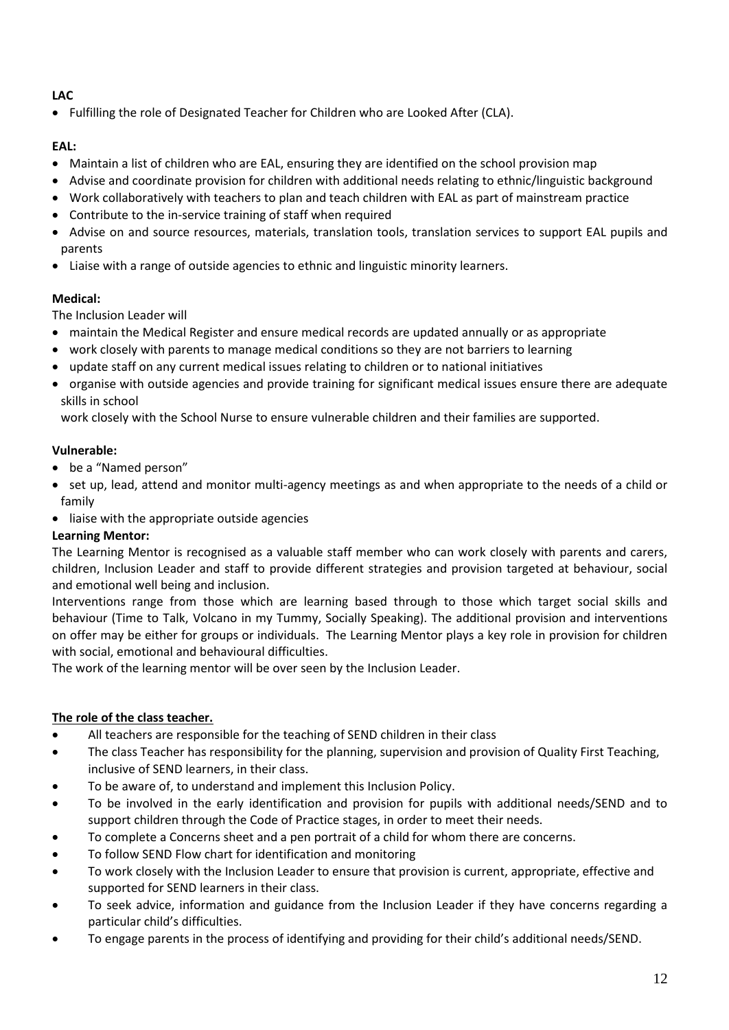**LAC**

- Fulfilling the role of Designated Teacher for Children who are Looked After (CLA).

**EAL:**

- Maintain a list of children who are EAL, ensuring they are identified on the school provision map
- Advise and coordinate provision for children with additional needs relating to ethnic/linguistic background
- Work collaboratively with teachers to plan and teach children with EAL as part of mainstream practice
- Contribute to the in-service training of staff when required
- Advise on and source resources, materials, translation tools, translation services to support EAL pupils and parents
- Liaise with a range of outside agencies to ethnic and linguistic minority learners.

**Medical:**

The Inclusion Leader will

- maintain the Medical Register and ensure medical records are updated annually or as appropriate
- work closely with parents to manage medical conditions so they are not barriers to learning
- update staff on any current medical issues relating to children or to national initiatives
- organise with outside agencies and provide training for significant medical issues ensure there are adequate skills in school

  work closely with the School Nurse to ensure vulnerable children and their families are supported.

**Vulnerable:**

- be a "Named person"
- set up, lead, attend and monitor multi-agency meetings as and when appropriate to the needs of a child or family
- liaise with the appropriate outside agencies

**Learning Mentor:**

The Learning Mentor is recognised as a valuable staff member who can work closely with parents and carers, children, Inclusion Leader and staff to provide different strategies and provision targeted at behaviour, social and emotional well being and inclusion.

Interventions range from those which are learning based through to those which target social skills and behaviour (Time to Talk, Volcano in my Tummy, Socially Speaking). The additional provision and interventions on offer may be either for groups or individuals. The Learning Mentor plays a key role in provision for children with social, emotional and behavioural difficulties.

The work of the learning mentor will be over seen by the Inclusion Leader.

**<u>The role of the class teacher.</u>**

- All teachers are responsible for the teaching of SEND children in their class
- The class Teacher has responsibility for the planning, supervision and provision of Quality First Teaching, inclusive of SEND learners, in their class.
- To be aware of, to understand and implement this Inclusion Policy.
- To be involved in the early identification and provision for pupils with additional needs/SEND and to support children through the Code of Practice stages, in order to meet their needs.
- To complete a Concerns sheet and a pen portrait of a child for whom there are concerns.
- To follow SEND Flow chart for identification and monitoring
- To work closely with the Inclusion Leader to ensure that provision is current, appropriate, effective and supported for SEND learners in their class.
- To seek advice, information and guidance from the Inclusion Leader if they have concerns regarding a particular child's difficulties.
- To engage parents in the process of identifying and providing for their child's additional needs/SEND.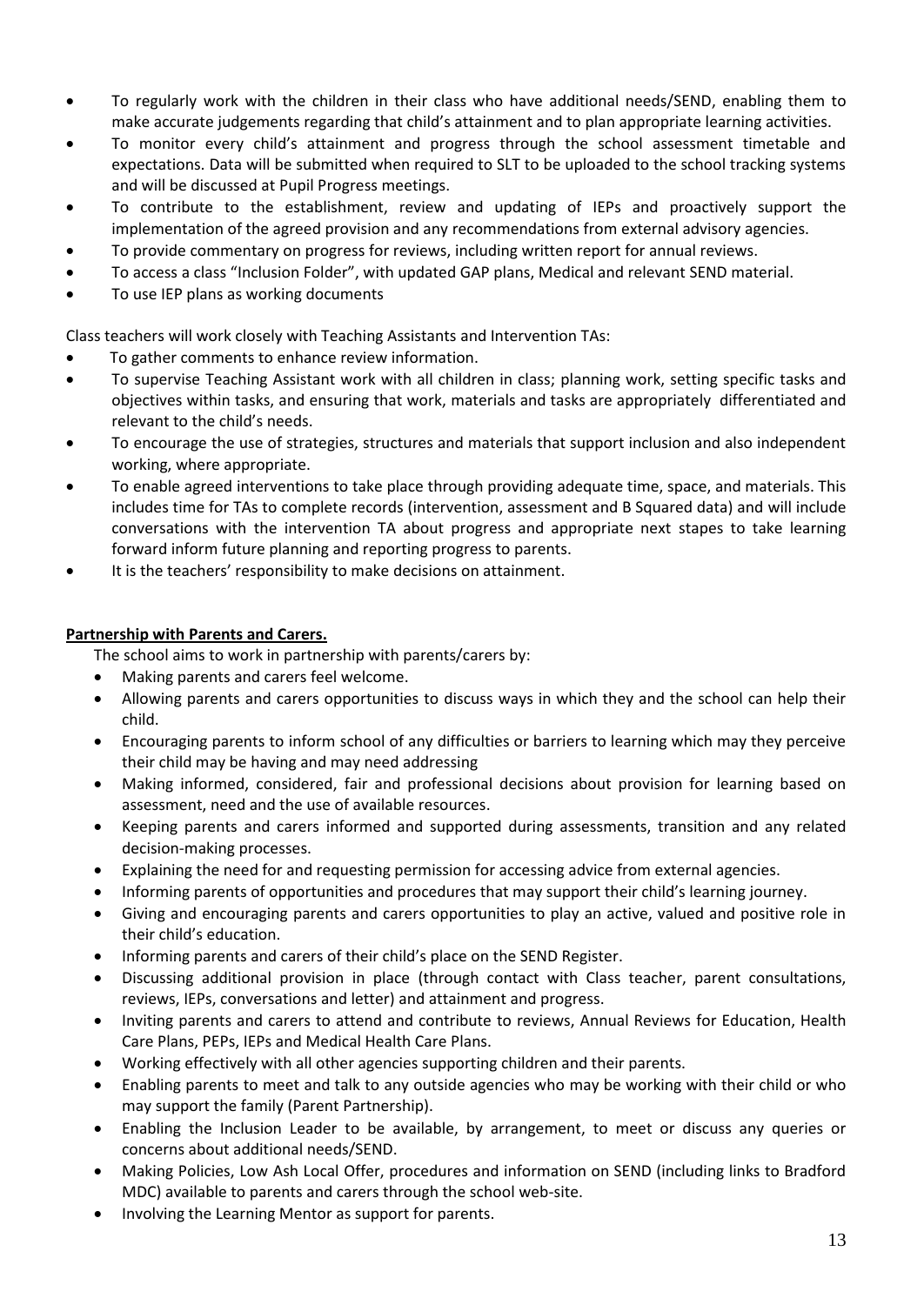- To regularly work with the children in their class who have additional needs/SEND, enabling them to make accurate judgements regarding that child's attainment and to plan appropriate learning activities.
- To monitor every child's attainment and progress through the school assessment timetable and expectations. Data will be submitted when required to SLT to be uploaded to the school tracking systems and will be discussed at Pupil Progress meetings.
- To contribute to the establishment, review and updating of IEPs and proactively support the implementation of the agreed provision and any recommendations from external advisory agencies.
- To provide commentary on progress for reviews, including written report for annual reviews.
- To access a class "Inclusion Folder", with updated GAP plans, Medical and relevant SEND material.
- To use IEP plans as working documents

Class teachers will work closely with Teaching Assistants and Intervention TAs:

- To gather comments to enhance review information.
- To supervise Teaching Assistant work with all children in class; planning work, setting specific tasks and objectives within tasks, and ensuring that work, materials and tasks are appropriately differentiated and relevant to the child's needs.
- To encourage the use of strategies, structures and materials that support inclusion and also independent working, where appropriate.
- To enable agreed interventions to take place through providing adequate time, space, and materials. This includes time for TAs to complete records (intervention, assessment and B Squared data) and will include conversations with the intervention TA about progress and appropriate next stapes to take learning forward inform future planning and reporting progress to parents.
- It is the teachers' responsibility to make decisions on attainment.

**Partnership with Parents and Carers.**

The school aims to work in partnership with parents/carers by:

- Making parents and carers feel welcome.
- Allowing parents and carers opportunities to discuss ways in which they and the school can help their child.
- Encouraging parents to inform school of any difficulties or barriers to learning which may they perceive their child may be having and may need addressing
- Making informed, considered, fair and professional decisions about provision for learning based on assessment, need and the use of available resources.
- Keeping parents and carers informed and supported during assessments, transition and any related decision-making processes.
- Explaining the need for and requesting permission for accessing advice from external agencies.
- Informing parents of opportunities and procedures that may support their child's learning journey.
- Giving and encouraging parents and carers opportunities to play an active, valued and positive role in their child's education.
- Informing parents and carers of their child's place on the SEND Register.
- Discussing additional provision in place (through contact with Class teacher, parent consultations, reviews, IEPs, conversations and letter) and attainment and progress.
- Inviting parents and carers to attend and contribute to reviews, Annual Reviews for Education, Health Care Plans, PEPs, IEPs and Medical Health Care Plans.
- Working effectively with all other agencies supporting children and their parents.
- Enabling parents to meet and talk to any outside agencies who may be working with their child or who may support the family (Parent Partnership).
- Enabling the Inclusion Leader to be available, by arrangement, to meet or discuss any queries or concerns about additional needs/SEND.
- Making Policies, Low Ash Local Offer, procedures and information on SEND (including links to Bradford MDC) available to parents and carers through the school web-site.
- Involving the Learning Mentor as support for parents.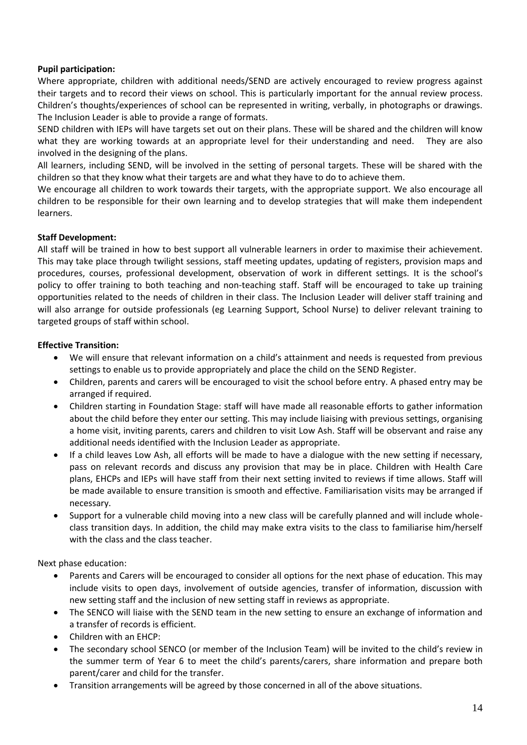**Pupil participation:**

Where appropriate, children with additional needs/SEND are actively encouraged to review progress against their targets and to record their views on school. This is particularly important for the annual review process. Children's thoughts/experiences of school can be represented in writing, verbally, in photographs or drawings. The Inclusion Leader is able to provide a range of formats.

SEND children with IEPs will have targets set out on their plans. These will be shared and the children will know what they are working towards at an appropriate level for their understanding and need. They are also involved in the designing of the plans.

All learners, including SEND, will be involved in the setting of personal targets. These will be shared with the children so that they know what their targets are and what they have to do to achieve them.

We encourage all children to work towards their targets, with the appropriate support. We also encourage all children to be responsible for their own learning and to develop strategies that will make them independent learners.

**Staff Development:**

All staff will be trained in how to best support all vulnerable learners in order to maximise their achievement. This may take place through twilight sessions, staff meeting updates, updating of registers, provision maps and procedures, courses, professional development, observation of work in different settings. It is the school's policy to offer training to both teaching and non-teaching staff. Staff will be encouraged to take up training opportunities related to the needs of children in their class. The Inclusion Leader will deliver staff training and will also arrange for outside professionals (eg Learning Support, School Nurse) to deliver relevant training to targeted groups of staff within school.

**Effective Transition:**

- We will ensure that relevant information on a child's attainment and needs is requested from previous settings to enable us to provide appropriately and place the child on the SEND Register.
- Children, parents and carers will be encouraged to visit the school before entry. A phased entry may be arranged if required.
- Children starting in Foundation Stage: staff will have made all reasonable efforts to gather information about the child before they enter our setting. This may include liaising with previous settings, organising a home visit, inviting parents, carers and children to visit Low Ash. Staff will be observant and raise any additional needs identified with the Inclusion Leader as appropriate.
- If a child leaves Low Ash, all efforts will be made to have a dialogue with the new setting if necessary, pass on relevant records and discuss any provision that may be in place. Children with Health Care plans, EHCPs and IEPs will have staff from their next setting invited to reviews if time allows. Staff will be made available to ensure transition is smooth and effective. Familiarisation visits may be arranged if necessary.
- Support for a vulnerable child moving into a new class will be carefully planned and will include whole-class transition days. In addition, the child may make extra visits to the class to familiarise him/herself with the class and the class teacher.

Next phase education:

- Parents and Carers will be encouraged to consider all options for the next phase of education. This may include visits to open days, involvement of outside agencies, transfer of information, discussion with new setting staff and the inclusion of new setting staff in reviews as appropriate.
- The SENCO will liaise with the SEND team in the new setting to ensure an exchange of information and a transfer of records is efficient.
- Children with an EHCP:
- The secondary school SENCO (or member of the Inclusion Team) will be invited to the child's review in the summer term of Year 6 to meet the child's parents/carers, share information and prepare both parent/carer and child for the transfer.
- Transition arrangements will be agreed by those concerned in all of the above situations.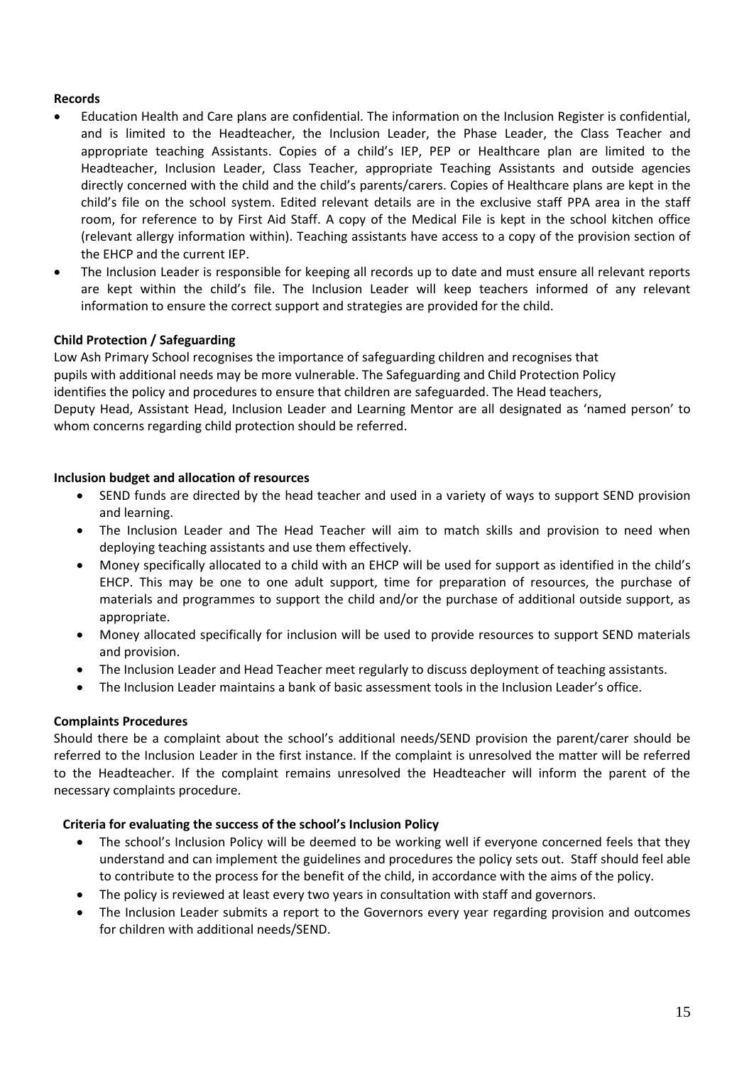**Records**

- Education Health and Care plans are confidential. The information on the Inclusion Register is confidential, and is limited to the Headteacher, the Inclusion Leader, the Phase Leader, the Class Teacher and appropriate teaching Assistants. Copies of a child's IEP, PEP or Healthcare plan are limited to the Headteacher, Inclusion Leader, Class Teacher, appropriate Teaching Assistants and outside agencies directly concerned with the child and the child's parents/carers. Copies of Healthcare plans are kept in the child's file on the school system. Edited relevant details are in the exclusive staff PPA area in the staff room, for reference to by First Aid Staff. A copy of the Medical File is kept in the school kitchen office (relevant allergy information within). Teaching assistants have access to a copy of the provision section of the EHCP and the current IEP.
- The Inclusion Leader is responsible for keeping all records up to date and must ensure all relevant reports are kept within the child's file. The Inclusion Leader will keep teachers informed of any relevant information to ensure the correct support and strategies are provided for the child.

**Child Protection / Safeguarding**

Low Ash Primary School recognises the importance of safeguarding children and recognises that pupils with additional needs may be more vulnerable. The Safeguarding and Child Protection Policy identifies the policy and procedures to ensure that children are safeguarded. The Head teachers, Deputy Head, Assistant Head, Inclusion Leader and Learning Mentor are all designated as 'named person' to whom concerns regarding child protection should be referred.

**Inclusion budget and allocation of resources**

- SEND funds are directed by the head teacher and used in a variety of ways to support SEND provision and learning.
- The Inclusion Leader and The Head Teacher will aim to match skills and provision to need when deploying teaching assistants and use them effectively.
- Money specifically allocated to a child with an EHCP will be used for support as identified in the child's EHCP. This may be one to one adult support, time for preparation of resources, the purchase of materials and programmes to support the child and/or the purchase of additional outside support, as appropriate.
- Money allocated specifically for inclusion will be used to provide resources to support SEND materials and provision.
- The Inclusion Leader and Head Teacher meet regularly to discuss deployment of teaching assistants.
- The Inclusion Leader maintains a bank of basic assessment tools in the Inclusion Leader's office.

**Complaints Procedures**

Should there be a complaint about the school's additional needs/SEND provision the parent/carer should be referred to the Inclusion Leader in the first instance. If the complaint is unresolved the matter will be referred to the Headteacher. If the complaint remains unresolved the Headteacher will inform the parent of the necessary complaints procedure.

**Criteria for evaluating the success of the school's Inclusion Policy**

- The school's Inclusion Policy will be deemed to be working well if everyone concerned feels that they understand and can implement the guidelines and procedures the policy sets out. Staff should feel able to contribute to the process for the benefit of the child, in accordance with the aims of the policy.
- The policy is reviewed at least every two years in consultation with staff and governors.
- The Inclusion Leader submits a report to the Governors every year regarding provision and outcomes for children with additional needs/SEND.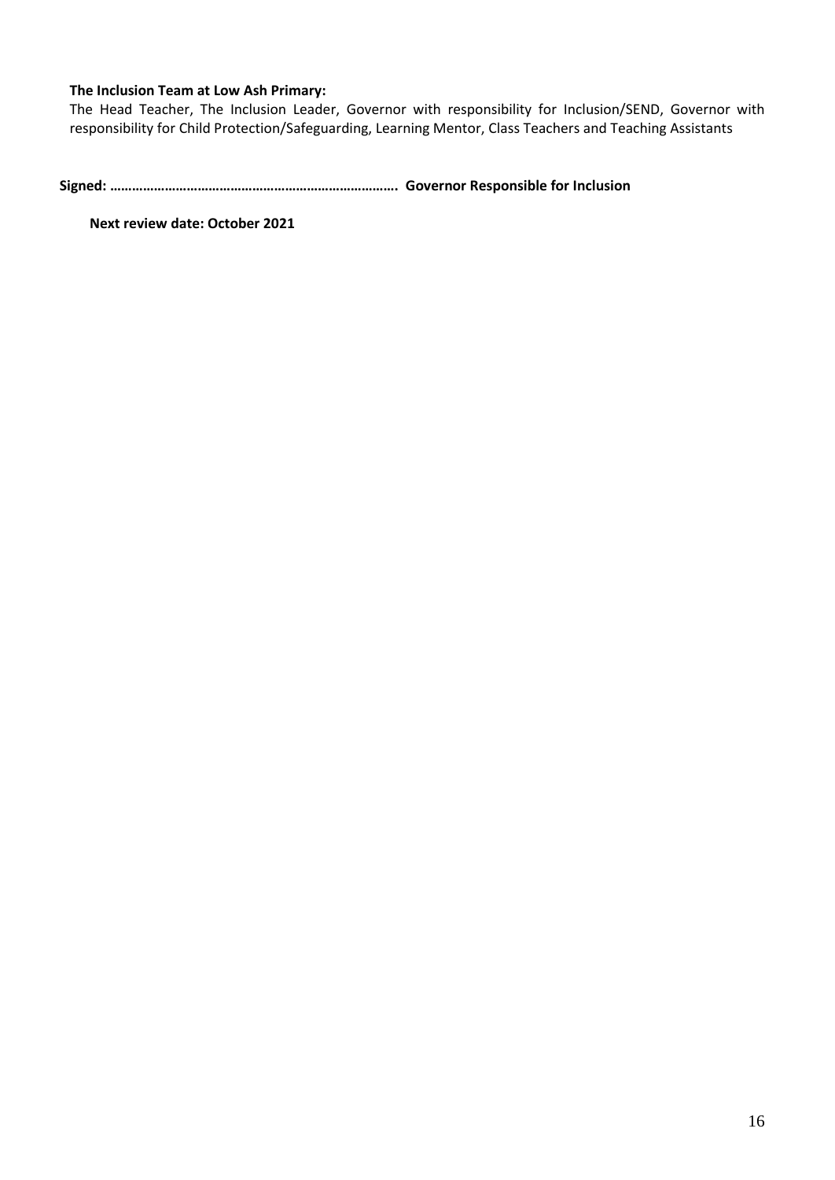**The Inclusion Team at Low Ash Primary:**

The Head Teacher, The Inclusion Leader, Governor with responsibility for Inclusion/SEND, Governor with responsibility for Child Protection/Safeguarding, Learning Mentor, Class Teachers and Teaching Assistants

**Signed: ……………………………………………………………………. Governor Responsible for Inclusion**

**Next review date: October 2021**